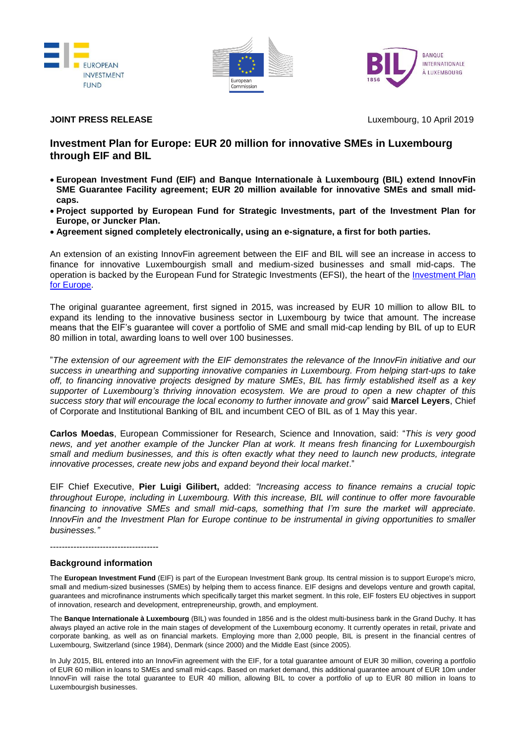**JOINT PRESS RELEASE**

Luxembourg, 10 April 2019

# Investment Plan for Europe: EUR 20 million for innovative SMEs in Luxembourg through EIF and BIL

- **European Investment Fund (EIF) and Banque Internationale à Luxembourg (BIL) extend InnovFin SME Guarantee Facility agreement; EUR 20 million available for innovative SMEs and small mid-caps.**
- **Project supported by European Fund for Strategic Investments, part of the Investment Plan for Europe, or Juncker Plan.**
- **Agreement signed completely electronically, using an e-signature, a first for both parties.**

An extension of an existing InnovFin agreement between the EIF and BIL will see an increase in access to finance for innovative Luxembourgish small and medium-sized businesses and small mid-caps. The operation is backed by the European Fund for Strategic Investments (EFSI), the heart of the Investment Plan for Europe.

The original guarantee agreement, first signed in 2015, was increased by EUR 10 million to allow BIL to expand its lending to the innovative business sector in Luxembourg by twice that amount. The increase means that the EIF's guarantee will cover a portfolio of SME and small mid-cap lending by BIL of up to EUR 80 million in total, awarding loans to well over 100 businesses.

"*The extension of our agreement with the EIF demonstrates the relevance of the InnovFin initiative and our success in unearthing and supporting innovative companies in Luxembourg. From helping start-ups to take off, to financing innovative projects designed by mature SMEs, BIL has firmly established itself as a key supporter of Luxembourg's thriving innovation ecosystem. We are proud to open a new chapter of this success story that will encourage the local economy to further innovate and grow*" said **Marcel Leyers**, Chief of Corporate and Institutional Banking of BIL and incumbent CEO of BIL as of 1 May this year.

**Carlos Moedas**, European Commissioner for Research, Science and Innovation, said: "*This is very good news, and yet another example of the Juncker Plan at work. It means fresh financing for Luxembourgish small and medium businesses, and this is often exactly what they need to launch new products, integrate innovative processes, create new jobs and expand beyond their local market*."

EIF Chief Executive, **Pier Luigi Gilibert,** added: *"Increasing access to finance remains a crucial topic throughout Europe, including in Luxembourg. With this increase, BIL will continue to offer more favourable financing to innovative SMEs and small mid-caps, something that I'm sure the market will appreciate. InnovFin and the Investment Plan for Europe continue to be instrumental in giving opportunities to smaller businesses."*

-------------------------------------

## Background information

The **European Investment Fund** (EIF) is part of the European Investment Bank group. Its central mission is to support Europe's micro, small and medium-sized businesses (SMEs) by helping them to access finance. EIF designs and develops venture and growth capital, guarantees and microfinance instruments which specifically target this market segment. In this role, EIF fosters EU objectives in support of innovation, research and development, entrepreneurship, growth, and employment.

The **Banque Internationale à Luxembourg** (BIL) was founded in 1856 and is the oldest multi-business bank in the Grand Duchy. It has always played an active role in the main stages of development of the Luxembourg economy. It currently operates in retail, private and corporate banking, as well as on financial markets. Employing more than 2,000 people, BIL is present in the financial centres of Luxembourg, Switzerland (since 1984), Denmark (since 2000) and the Middle East (since 2005).

In July 2015, BIL entered into an InnovFin agreement with the EIF, for a total guarantee amount of EUR 30 million, covering a portfolio of EUR 60 million in loans to SMEs and small mid-caps. Based on market demand, this additional guarantee amount of EUR 10m under InnovFin will raise the total guarantee to EUR 40 million, allowing BIL to cover a portfolio of up to EUR 80 million in loans to Luxembourgish businesses.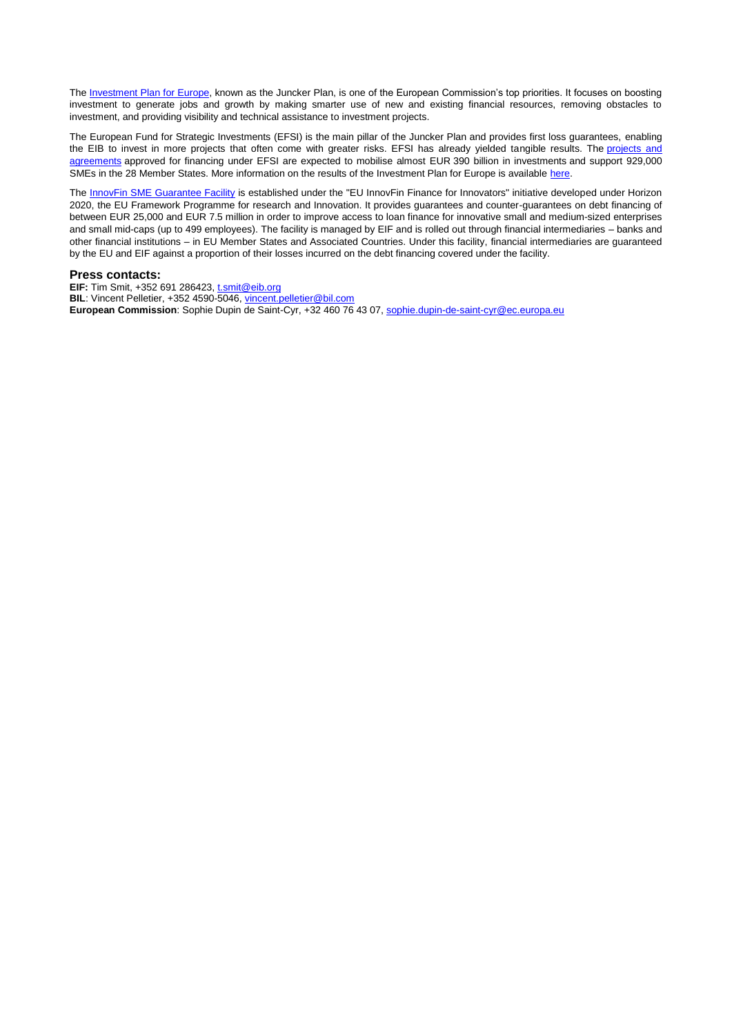The [Investment Plan for Europe](), known as the Juncker Plan, is one of the European Commission's top priorities. It focuses on boosting investment to generate jobs and growth by making smarter use of new and existing financial resources, removing obstacles to investment, and providing visibility and technical assistance to investment projects.

The European Fund for Strategic Investments (EFSI) is the main pillar of the Juncker Plan and provides first loss guarantees, enabling the EIB to invest in more projects that often come with greater risks. EFSI has already yielded tangible results. The [projects and agreements]() approved for financing under EFSI are expected to mobilise almost EUR 390 billion in investments and support 929,000 SMEs in the 28 Member States. More information on the results of the Investment Plan for Europe is available [here]().

The [InnovFin SME Guarantee Facility]() is established under the "EU InnovFin Finance for Innovators" initiative developed under Horizon 2020, the EU Framework Programme for research and Innovation. It provides guarantees and counter-guarantees on debt financing of between EUR 25,000 and EUR 7.5 million in order to improve access to loan finance for innovative small and medium-sized enterprises and small mid-caps (up to 499 employees). The facility is managed by EIF and is rolled out through financial intermediaries – banks and other financial institutions – in EU Member States and Associated Countries. Under this facility, financial intermediaries are guaranteed by the EU and EIF against a proportion of their losses incurred on the debt financing covered under the facility.

**Press contacts:**

**EIF:** Tim Smit, +352 691 286423, t.smit@eib.org
**BIL**: Vincent Pelletier, +352 4590-5046, vincent.pelletier@bil.com
**European Commission**: Sophie Dupin de Saint-Cyr, +32 460 76 43 07, sophie.dupin-de-saint-cyr@ec.europa.eu